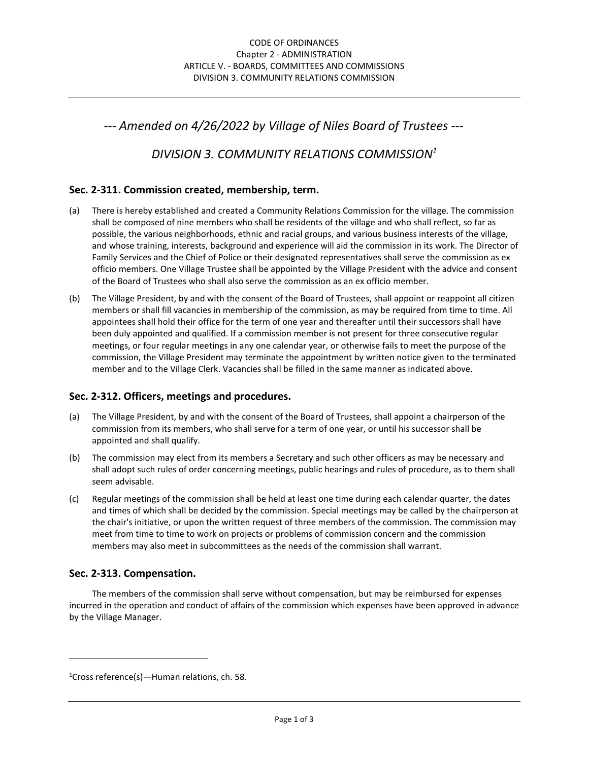CODE OF ORDINANCES
Chapter 2 - ADMINISTRATION
ARTICLE V. - BOARDS, COMMITTEES AND COMMISSIONS
DIVISION 3. COMMUNITY RELATIONS COMMISSION

*--- Amended on 4/26/2022 by Village of Niles Board of Trustees ---*

# *DIVISION 3. COMMUNITY RELATIONS COMMISSION[1]*

## Sec. 2-311. Commission created, membership, term.

(a) There is hereby established and created a Community Relations Commission for the village. The commission shall be composed of nine members who shall be residents of the village and who shall reflect, so far as possible, the various neighborhoods, ethnic and racial groups, and various business interests of the village, and whose training, interests, background and experience will aid the commission in its work. The Director of Family Services and the Chief of Police or their designated representatives shall serve the commission as ex officio members. One Village Trustee shall be appointed by the Village President with the advice and consent of the Board of Trustees who shall also serve the commission as an ex officio member.

(b) The Village President, by and with the consent of the Board of Trustees, shall appoint or reappoint all citizen members or shall fill vacancies in membership of the commission, as may be required from time to time. All appointees shall hold their office for the term of one year and thereafter until their successors shall have been duly appointed and qualified. If a commission member is not present for three consecutive regular meetings, or four regular meetings in any one calendar year, or otherwise fails to meet the purpose of the commission, the Village President may terminate the appointment by written notice given to the terminated member and to the Village Clerk. Vacancies shall be filled in the same manner as indicated above.

## Sec. 2-312. Officers, meetings and procedures.

(a) The Village President, by and with the consent of the Board of Trustees, shall appoint a chairperson of the commission from its members, who shall serve for a term of one year, or until his successor shall be appointed and shall qualify.

(b) The commission may elect from its members a Secretary and such other officers as may be necessary and shall adopt such rules of order concerning meetings, public hearings and rules of procedure, as to them shall seem advisable.

(c) Regular meetings of the commission shall be held at least one time during each calendar quarter, the dates and times of which shall be decided by the commission. Special meetings may be called by the chairperson at the chair's initiative, or upon the written request of three members of the commission. The commission may meet from time to time to work on projects or problems of commission concern and the commission members may also meet in subcommittees as the needs of the commission shall warrant.

## Sec. 2-313. Compensation.

The members of the commission shall serve without compensation, but may be reimbursed for expenses incurred in the operation and conduct of affairs of the commission which expenses have been approved in advance by the Village Manager.

---

[1]Cross reference(s)—Human relations, ch. 58.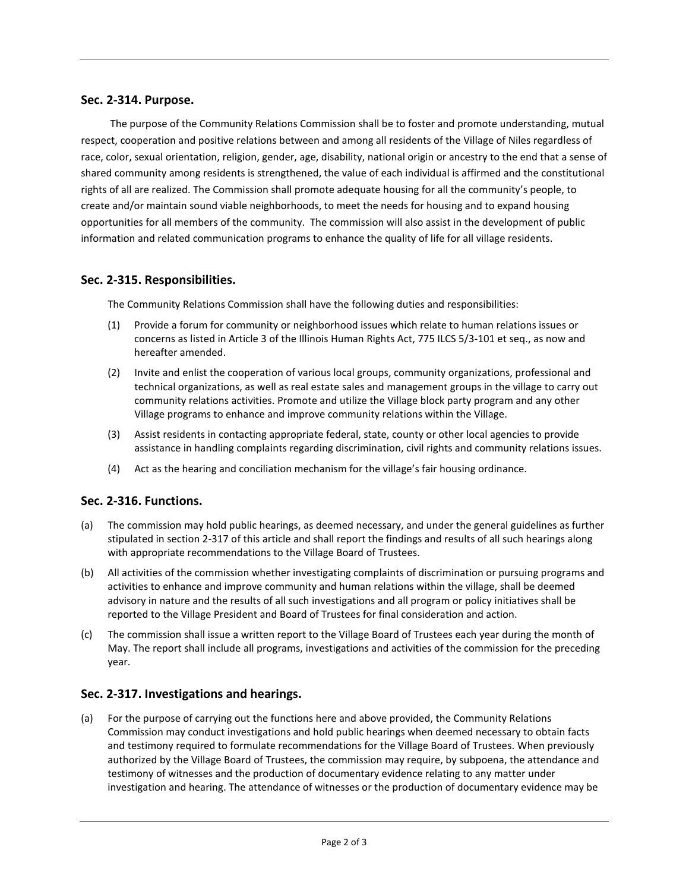## Sec. 2-314. Purpose.

The purpose of the Community Relations Commission shall be to foster and promote understanding, mutual respect, cooperation and positive relations between and among all residents of the Village of Niles regardless of race, color, sexual orientation, religion, gender, age, disability, national origin or ancestry to the end that a sense of shared community among residents is strengthened, the value of each individual is affirmed and the constitutional rights of all are realized. The Commission shall promote adequate housing for all the community's people, to create and/or maintain sound viable neighborhoods, to meet the needs for housing and to expand housing opportunities for all members of the community. The commission will also assist in the development of public information and related communication programs to enhance the quality of life for all village residents.

## Sec. 2-315. Responsibilities.

The Community Relations Commission shall have the following duties and responsibilities:

(1) Provide a forum for community or neighborhood issues which relate to human relations issues or concerns as listed in Article 3 of the Illinois Human Rights Act, 775 ILCS 5/3-101 et seq., as now and hereafter amended.

(2) Invite and enlist the cooperation of various local groups, community organizations, professional and technical organizations, as well as real estate sales and management groups in the village to carry out community relations activities. Promote and utilize the Village block party program and any other Village programs to enhance and improve community relations within the Village.

(3) Assist residents in contacting appropriate federal, state, county or other local agencies to provide assistance in handling complaints regarding discrimination, civil rights and community relations issues.

(4) Act as the hearing and conciliation mechanism for the village's fair housing ordinance.

## Sec. 2-316. Functions.

(a) The commission may hold public hearings, as deemed necessary, and under the general guidelines as further stipulated in section 2-317 of this article and shall report the findings and results of all such hearings along with appropriate recommendations to the Village Board of Trustees.

(b) All activities of the commission whether investigating complaints of discrimination or pursuing programs and activities to enhance and improve community and human relations within the village, shall be deemed advisory in nature and the results of all such investigations and all program or policy initiatives shall be reported to the Village President and Board of Trustees for final consideration and action.

(c) The commission shall issue a written report to the Village Board of Trustees each year during the month of May. The report shall include all programs, investigations and activities of the commission for the preceding year.

## Sec. 2-317. Investigations and hearings.

(a) For the purpose of carrying out the functions here and above provided, the Community Relations Commission may conduct investigations and hold public hearings when deemed necessary to obtain facts and testimony required to formulate recommendations for the Village Board of Trustees. When previously authorized by the Village Board of Trustees, the commission may require, by subpoena, the attendance and testimony of witnesses and the production of documentary evidence relating to any matter under investigation and hearing. The attendance of witnesses or the production of documentary evidence may be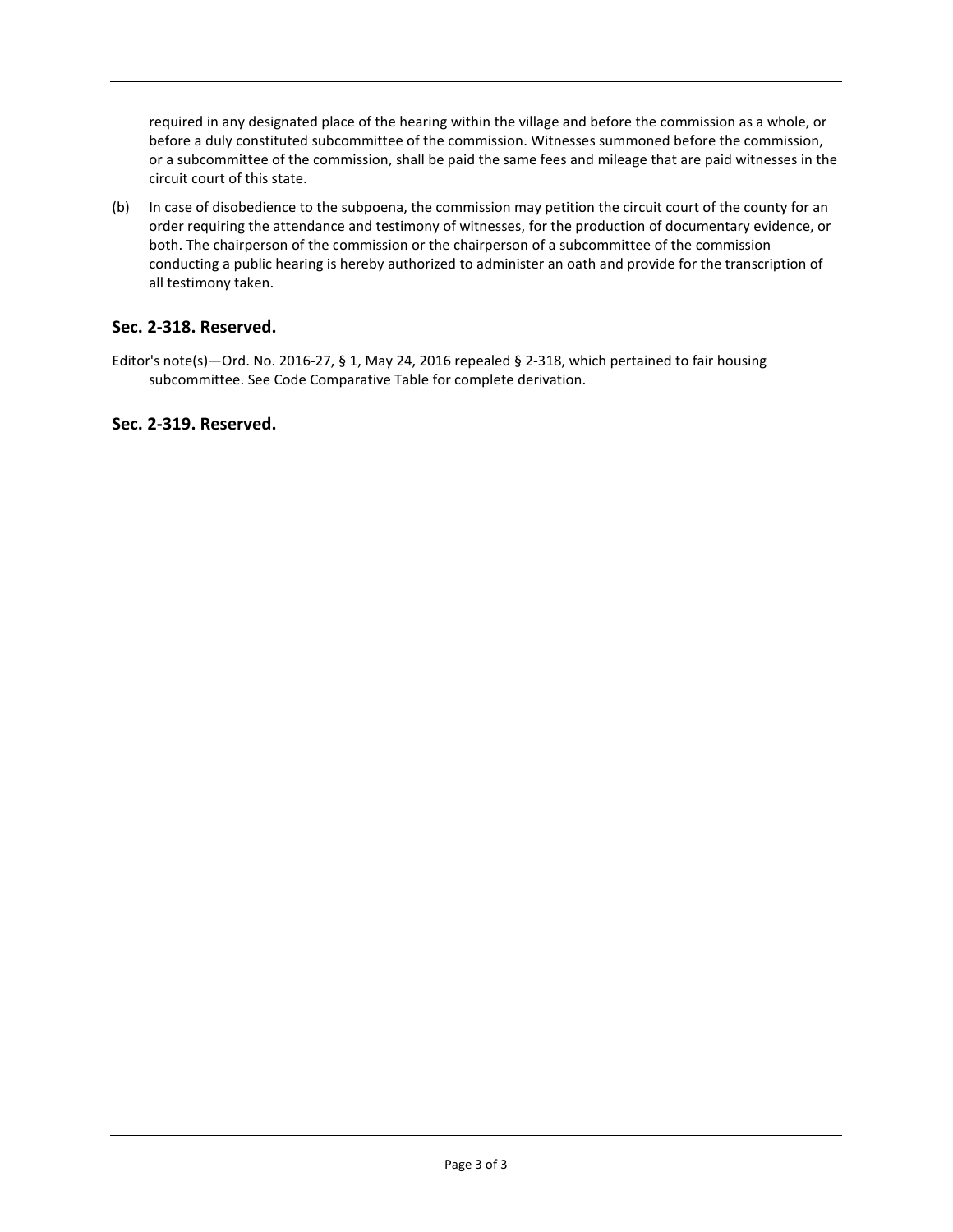required in any designated place of the hearing within the village and before the commission as a whole, or before a duly constituted subcommittee of the commission. Witnesses summoned before the commission, or a subcommittee of the commission, shall be paid the same fees and mileage that are paid witnesses in the circuit court of this state.

(b) In case of disobedience to the subpoena, the commission may petition the circuit court of the county for an order requiring the attendance and testimony of witnesses, for the production of documentary evidence, or both. The chairperson of the commission or the chairperson of a subcommittee of the commission conducting a public hearing is hereby authorized to administer an oath and provide for the transcription of all testimony taken.

## Sec. 2-318. Reserved.

Editor's note(s)—Ord. No. 2016-27, § 1, May 24, 2016 repealed § 2-318, which pertained to fair housing subcommittee. See Code Comparative Table for complete derivation.

## Sec. 2-319. Reserved.